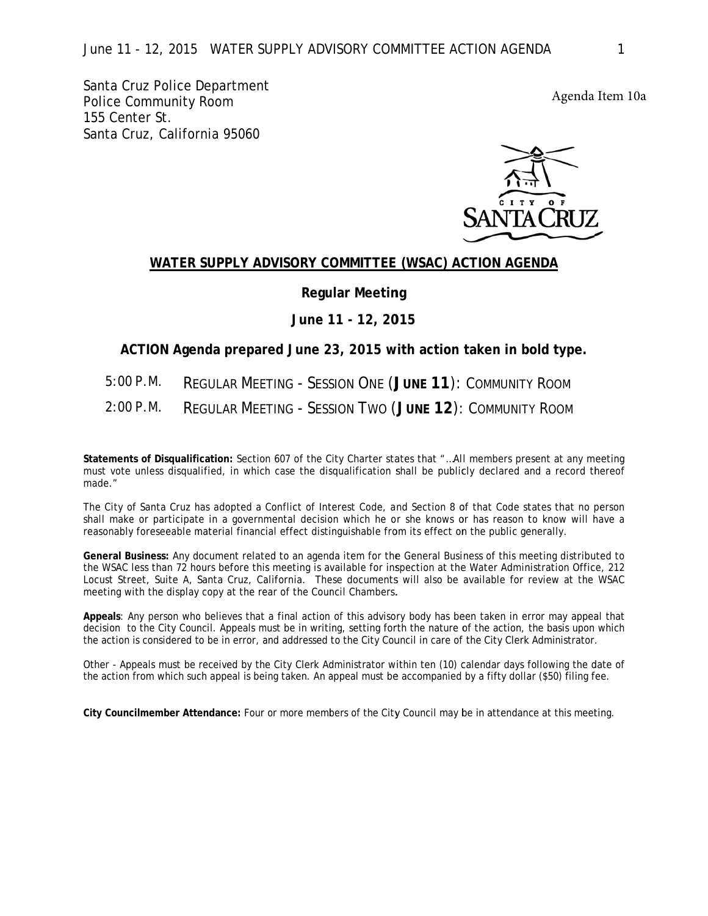Santa Cruz Police Department
Police Community Room
155 Center St.
Santa Cruz, California 95060

Agenda Item 10a

## WATER SUPPLY ADVISORY COMMITTEE (WSAC) ACTION AGENDA

**Regular Meeting**

**June 11 - 12, 2015**

**ACTION Agenda prepared June 23, 2015 with action taken in bold type.**

5:00 P.M. REGULAR MEETING - SESSION ONE (**JUNE 11**): COMMUNITY ROOM

2:00 P.M. REGULAR MEETING - SESSION TWO (**JUNE 12**): COMMUNITY ROOM

**Statements of Disqualification:** Section 607 of the City Charter states that "...All members present at any meeting must vote unless disqualified, in which case the disqualification shall be publicly declared and a record thereof made."

The City of Santa Cruz has adopted a Conflict of Interest Code, and Section 8 of that Code states that no person shall make or participate in a governmental decision which he or she knows or has reason to know will have a reasonably foreseeable material financial effect distinguishable from its effect on the public generally.

**General Business:** Any document related to an agenda item for the General Business of this meeting distributed to the WSAC less than 72 hours before this meeting is available for inspection at the Water Administration Office, 212 Locust Street, Suite A, Santa Cruz, California. These documents will also be available for review at the WSAC meeting with the display copy at the rear of the Council Chambers.

**Appeals**: Any person who believes that a final action of this advisory body has been taken in error may appeal that decision to the City Council. Appeals must be in writing, setting forth the nature of the action, the basis upon which the action is considered to be in error, and addressed to the City Council in care of the City Clerk Administrator.

Other - Appeals must be received by the City Clerk Administrator within ten (10) calendar days following the date of the action from which such appeal is being taken. An appeal must be accompanied by a fifty dollar ($50) filing fee.

**City Councilmember Attendance:** Four or more members of the City Council may be in attendance at this meeting.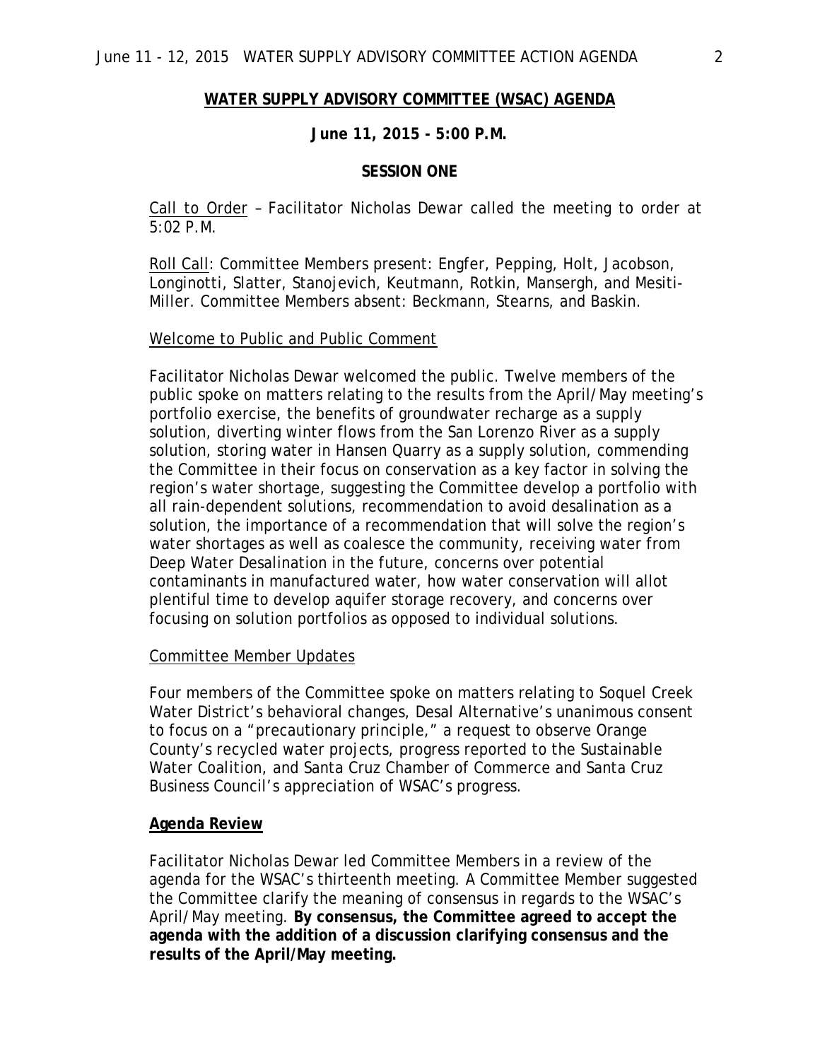## WATER SUPPLY ADVISORY COMMITTEE (WSAC) AGENDA

**June 11, 2015 - 5:00 P.M.**

**SESSION ONE**

Call to Order – Facilitator Nicholas Dewar called the meeting to order at 5:02 P.M.

Roll Call: Committee Members present: Engfer, Pepping, Holt, Jacobson, Longinotti, Slatter, Stanojevich, Keutmann, Rotkin, Mansergh, and Mesiti-Miller. Committee Members absent: Beckmann, Stearns, and Baskin.

Welcome to Public and Public Comment

Facilitator Nicholas Dewar welcomed the public. Twelve members of the public spoke on matters relating to the results from the April/May meeting's portfolio exercise, the benefits of groundwater recharge as a supply solution, diverting winter flows from the San Lorenzo River as a supply solution, storing water in Hansen Quarry as a supply solution, commending the Committee in their focus on conservation as a key factor in solving the region's water shortage, suggesting the Committee develop a portfolio with all rain-dependent solutions, recommendation to avoid desalination as a solution, the importance of a recommendation that will solve the region's water shortages as well as coalesce the community, receiving water from Deep Water Desalination in the future, concerns over potential contaminants in manufactured water, how water conservation will allot plentiful time to develop aquifer storage recovery, and concerns over focusing on solution portfolios as opposed to individual solutions.

Committee Member Updates

Four members of the Committee spoke on matters relating to Soquel Creek Water District's behavioral changes, Desal Alternative's unanimous consent to focus on a "precautionary principle," a request to observe Orange County's recycled water projects, progress reported to the Sustainable Water Coalition, and Santa Cruz Chamber of Commerce and Santa Cruz Business Council's appreciation of WSAC's progress.

**Agenda Review**

Facilitator Nicholas Dewar led Committee Members in a review of the agenda for the WSAC's thirteenth meeting. A Committee Member suggested the Committee clarify the meaning of consensus in regards to the WSAC's April/May meeting. **By consensus, the Committee agreed to accept the agenda with the addition of a discussion clarifying consensus and the results of the April/May meeting.**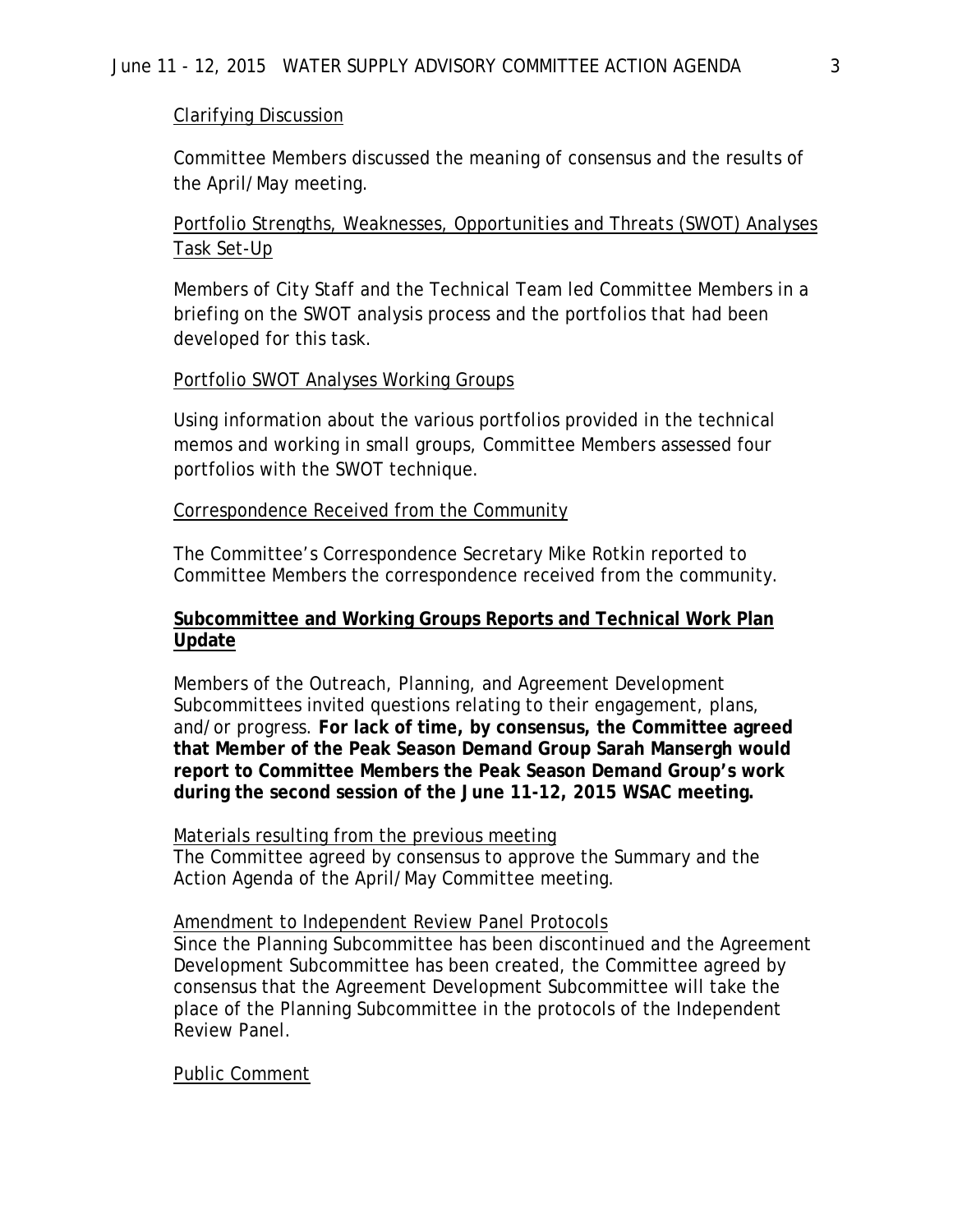Clarifying Discussion

Committee Members discussed the meaning of consensus and the results of the April/May meeting.

Portfolio Strengths, Weaknesses, Opportunities and Threats (SWOT) Analyses Task Set-Up

Members of City Staff and the Technical Team led Committee Members in a briefing on the SWOT analysis process and the portfolios that had been developed for this task.

Portfolio SWOT Analyses Working Groups

Using information about the various portfolios provided in the technical memos and working in small groups, Committee Members assessed four portfolios with the SWOT technique.

Correspondence Received from the Community

The Committee's Correspondence Secretary Mike Rotkin reported to Committee Members the correspondence received from the community.

**Subcommittee and Working Groups Reports and Technical Work Plan Update**

Members of the Outreach, Planning, and Agreement Development Subcommittees invited questions relating to their engagement, plans, and/or progress. **For lack of time, by consensus, the Committee agreed that Member of the Peak Season Demand Group Sarah Mansergh would report to Committee Members the Peak Season Demand Group's work during the second session of the June 11-12, 2015 WSAC meeting.**

Materials resulting from the previous meeting
The Committee agreed by consensus to approve the Summary and the Action Agenda of the April/May Committee meeting.

Amendment to Independent Review Panel Protocols
Since the Planning Subcommittee has been discontinued and the Agreement Development Subcommittee has been created, the Committee agreed by consensus that the Agreement Development Subcommittee will take the place of the Planning Subcommittee in the protocols of the Independent Review Panel.

Public Comment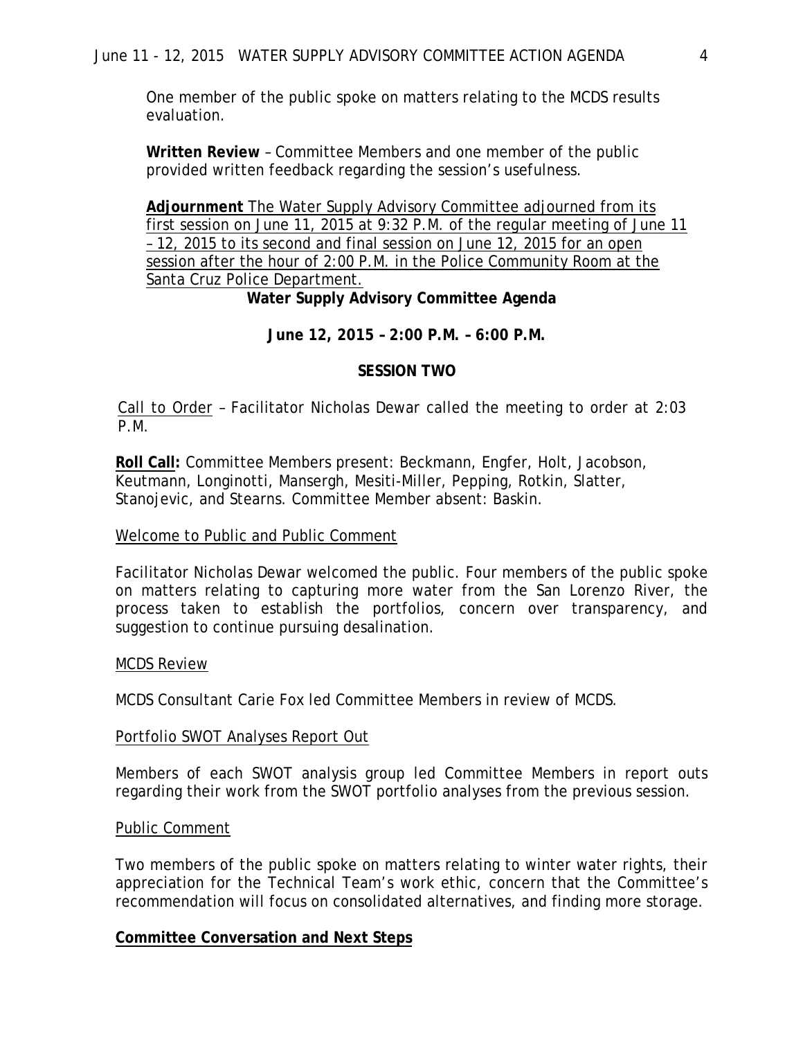One member of the public spoke on matters relating to the MCDS results evaluation.

**Written Review** – Committee Members and one member of the public provided written feedback regarding the session's usefulness.

**Adjournment** The Water Supply Advisory Committee adjourned from its first session on June 11, 2015 at 9:32 P.M. of the regular meeting of June 11 – 12, 2015 to its second and final session on June 12, 2015 for an open session after the hour of 2:00 P.M. in the Police Community Room at the Santa Cruz Police Department.

**Water Supply Advisory Committee Agenda**

**June 12, 2015 – 2:00 P.M. – 6:00 P.M.**

**SESSION TWO**

Call to Order – Facilitator Nicholas Dewar called the meeting to order at 2:03 P.M.

**Roll Call:** Committee Members present: Beckmann, Engfer, Holt, Jacobson, Keutmann, Longinotti, Mansergh, Mesiti-Miller, Pepping, Rotkin, Slatter, Stanojevic, and Stearns. Committee Member absent: Baskin.

Welcome to Public and Public Comment

Facilitator Nicholas Dewar welcomed the public. Four members of the public spoke on matters relating to capturing more water from the San Lorenzo River, the process taken to establish the portfolios, concern over transparency, and suggestion to continue pursuing desalination.

MCDS Review

MCDS Consultant Carie Fox led Committee Members in review of MCDS.

Portfolio SWOT Analyses Report Out

Members of each SWOT analysis group led Committee Members in report outs regarding their work from the SWOT portfolio analyses from the previous session.

Public Comment

Two members of the public spoke on matters relating to winter water rights, their appreciation for the Technical Team's work ethic, concern that the Committee's recommendation will focus on consolidated alternatives, and finding more storage.

**Committee Conversation and Next Steps**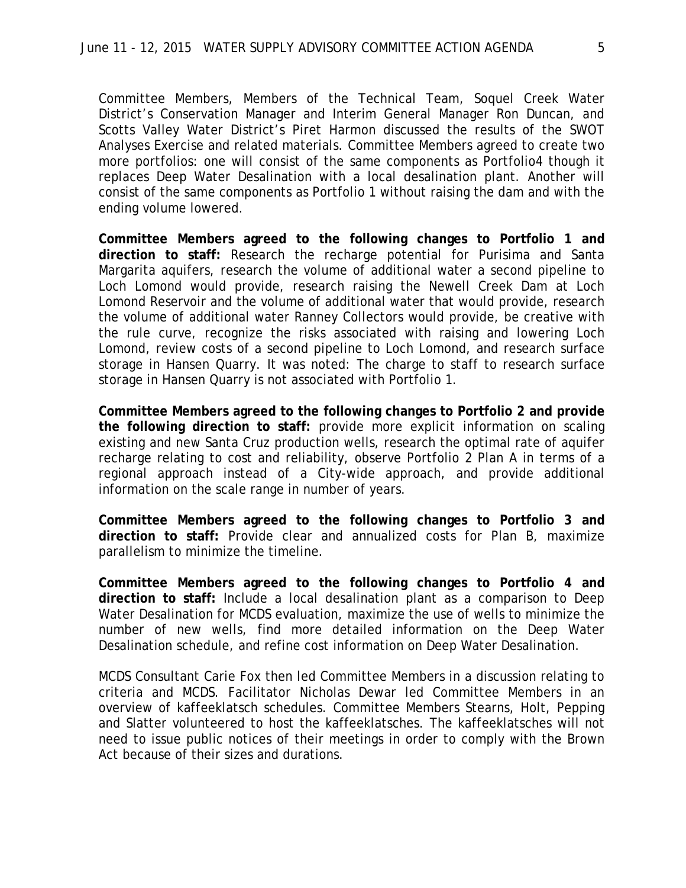Committee Members, Members of the Technical Team, Soquel Creek Water District's Conservation Manager and Interim General Manager Ron Duncan, and Scotts Valley Water District's Piret Harmon discussed the results of the SWOT Analyses Exercise and related materials. Committee Members agreed to create two more portfolios: one will consist of the same components as Portfolio4 though it replaces Deep Water Desalination with a local desalination plant. Another will consist of the same components as Portfolio 1 without raising the dam and with the ending volume lowered.

**Committee Members agreed to the following changes to Portfolio 1 and direction to staff:** Research the recharge potential for Purisima and Santa Margarita aquifers, research the volume of additional water a second pipeline to Loch Lomond would provide, research raising the Newell Creek Dam at Loch Lomond Reservoir and the volume of additional water that would provide, research the volume of additional water Ranney Collectors would provide, be creative with the rule curve, recognize the risks associated with raising and lowering Loch Lomond, review costs of a second pipeline to Loch Lomond, and research surface storage in Hansen Quarry. It was noted: The charge to staff to research surface storage in Hansen Quarry is not associated with Portfolio 1.

**Committee Members agreed to the following changes to Portfolio 2 and provide the following direction to staff:** provide more explicit information on scaling existing and new Santa Cruz production wells, research the optimal rate of aquifer recharge relating to cost and reliability, observe Portfolio 2 Plan A in terms of a regional approach instead of a City-wide approach, and provide additional information on the scale range in number of years.

**Committee Members agreed to the following changes to Portfolio 3 and direction to staff:** Provide clear and annualized costs for Plan B, maximize parallelism to minimize the timeline.

**Committee Members agreed to the following changes to Portfolio 4 and direction to staff:** Include a local desalination plant as a comparison to Deep Water Desalination for MCDS evaluation, maximize the use of wells to minimize the number of new wells, find more detailed information on the Deep Water Desalination schedule, and refine cost information on Deep Water Desalination.

MCDS Consultant Carie Fox then led Committee Members in a discussion relating to criteria and MCDS. Facilitator Nicholas Dewar led Committee Members in an overview of kaffeeklatsch schedules. Committee Members Stearns, Holt, Pepping and Slatter volunteered to host the kaffeeklatsches. The kaffeeklatsches will not need to issue public notices of their meetings in order to comply with the Brown Act because of their sizes and durations.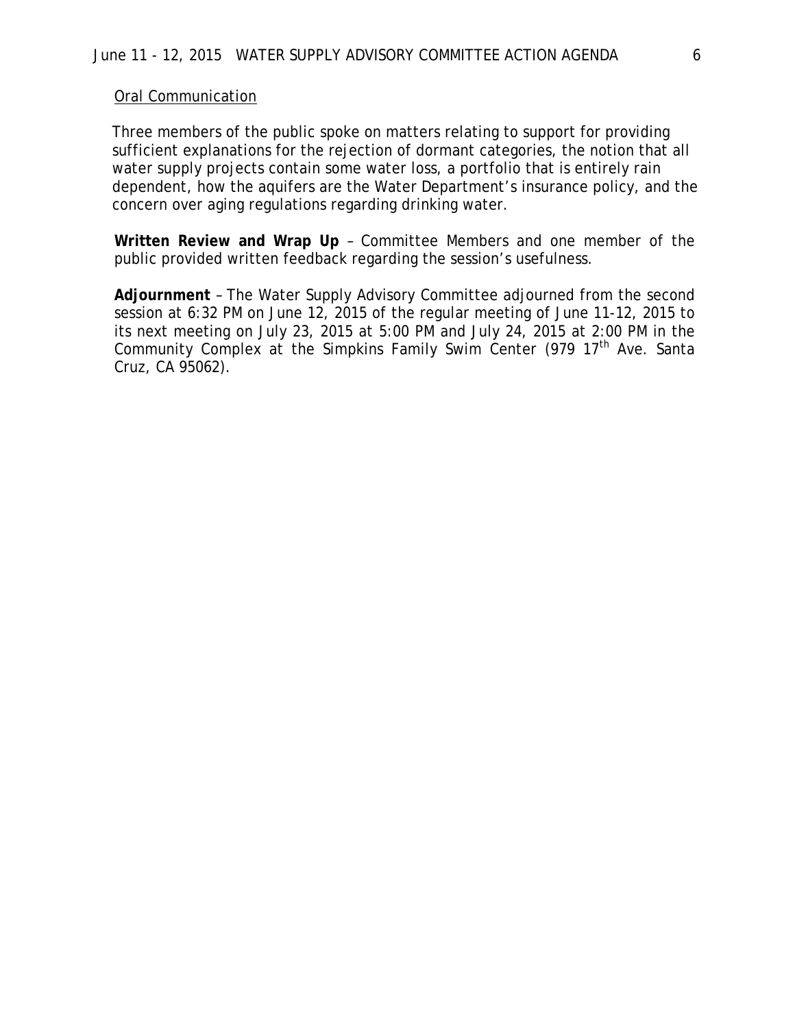Oral Communication

Three members of the public spoke on matters relating to support for providing sufficient explanations for the rejection of dormant categories, the notion that all water supply projects contain some water loss, a portfolio that is entirely rain dependent, how the aquifers are the Water Department's insurance policy, and the concern over aging regulations regarding drinking water.

**Written Review and Wrap Up** – Committee Members and one member of the public provided written feedback regarding the session's usefulness.

**Adjournment** – The Water Supply Advisory Committee adjourned from the second session at 6:32 PM on June 12, 2015 of the regular meeting of June 11-12, 2015 to its next meeting on July 23, 2015 at 5:00 PM and July 24, 2015 at 2:00 PM in the Community Complex at the Simpkins Family Swim Center (979 17th Ave. Santa Cruz, CA 95062).